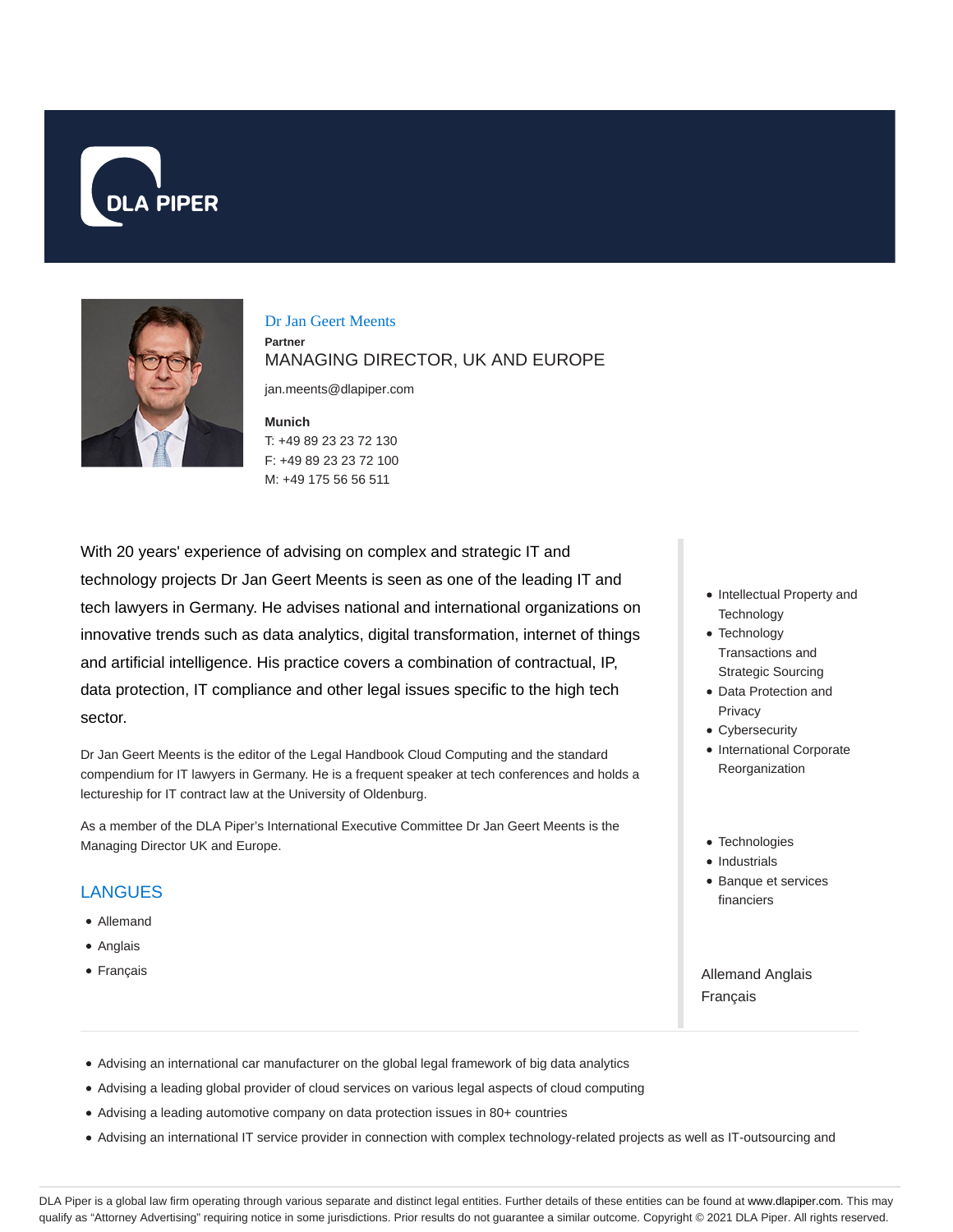DLA PIPER

Dr Jan Geert Meents

**Partner**

MANAGING DIRECTOR, UK AND EUROPE

jan.meents@dlapiper.com

**Munich**

T: +49 89 23 23 72 130

F: +49 89 23 23 72 100

M: +49 175 56 56 511

With 20 years' experience of advising on complex and strategic IT and technology projects Dr Jan Geert Meents is seen as one of the leading IT and tech lawyers in Germany. He advises national and international organizations on innovative trends such as data analytics, digital transformation, internet of things and artificial intelligence. His practice covers a combination of contractual, IP, data protection, IT compliance and other legal issues specific to the high tech sector.

Dr Jan Geert Meents is the editor of the Legal Handbook Cloud Computing and the standard compendium for IT lawyers in Germany. He is a frequent speaker at tech conferences and holds a lectureship for IT contract law at the University of Oldenburg.

As a member of the DLA Piper's International Executive Committee Dr Jan Geert Meents is the Managing Director UK and Europe.

## LANGUES

- Allemand
- Anglais
- Français

- Intellectual Property and Technology
- Technology Transactions and Strategic Sourcing
- Data Protection and Privacy
- Cybersecurity
- International Corporate Reorganization

- Technologies
- Industrials
- Banque et services financiers

Allemand Anglais Français

- Advising an international car manufacturer on the global legal framework of big data analytics
- Advising a leading global provider of cloud services on various legal aspects of cloud computing
- Advising a leading automotive company on data protection issues in 80+ countries
- Advising an international IT service provider in connection with complex technology-related projects as well as IT-outsourcing and

DLA Piper is a global law firm operating through various separate and distinct legal entities. Further details of these entities can be found at www.dlapiper.com. This may qualify as "Attorney Advertising" requiring notice in some jurisdictions. Prior results do not guarantee a similar outcome. Copyright © 2021 DLA Piper. All rights reserved.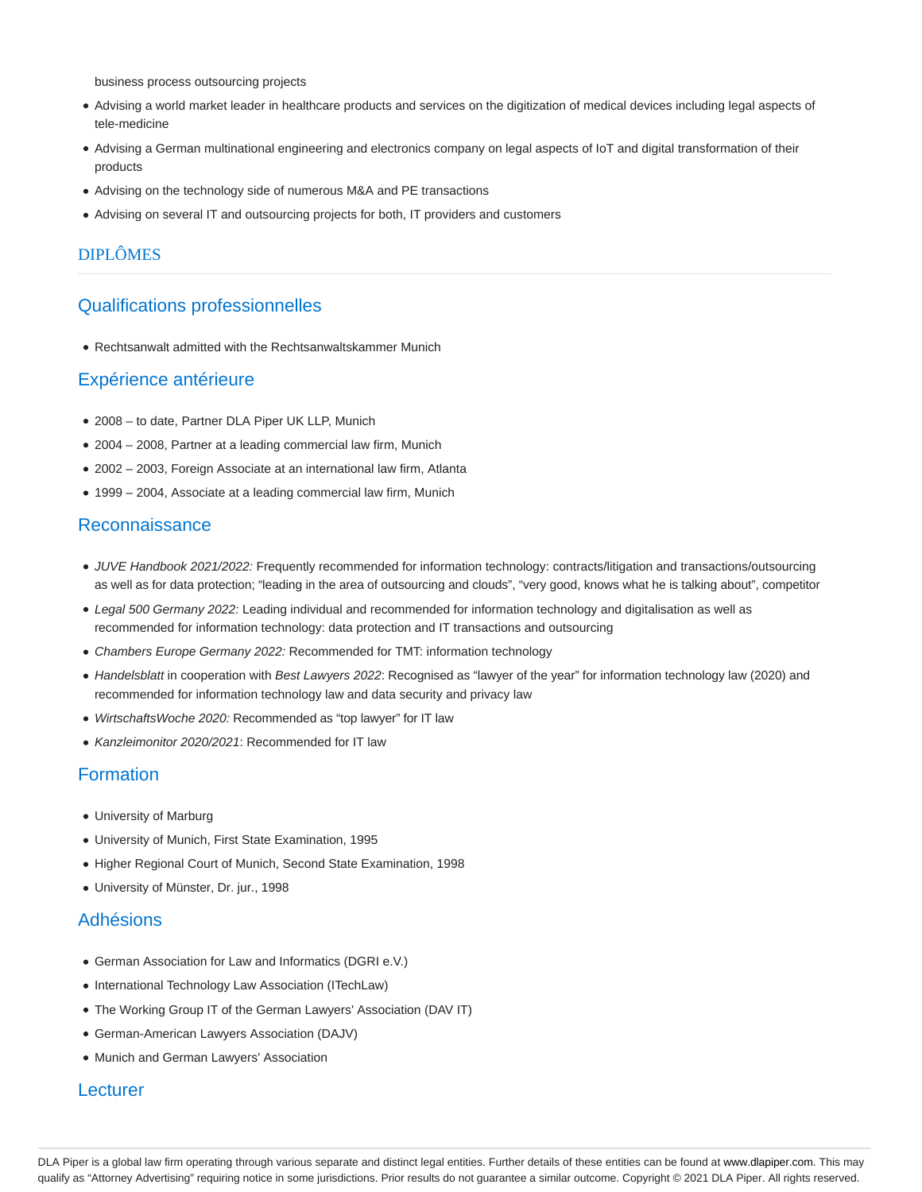business process outsourcing projects

- Advising a world market leader in healthcare products and services on the digitization of medical devices including legal aspects of tele-medicine
- Advising a German multinational engineering and electronics company on legal aspects of IoT and digital transformation of their products
- Advising on the technology side of numerous M&A and PE transactions
- Advising on several IT and outsourcing projects for both, IT providers and customers

# DIPLÔMES

## Qualifications professionnelles

- Rechtsanwalt admitted with the Rechtsanwaltskammer Munich

## Expérience antérieure

- 2008 – to date, Partner DLA Piper UK LLP, Munich
- 2004 – 2008, Partner at a leading commercial law firm, Munich
- 2002 – 2003, Foreign Associate at an international law firm, Atlanta
- 1999 – 2004, Associate at a leading commercial law firm, Munich

## Reconnaissance

- *JUVE Handbook 2021/2022:* Frequently recommended for information technology: contracts/litigation and transactions/outsourcing as well as for data protection; "leading in the area of outsourcing and clouds", "very good, knows what he is talking about", competitor
- *Legal 500 Germany 2022:* Leading individual and recommended for information technology and digitalisation as well as recommended for information technology: data protection and IT transactions and outsourcing
- *Chambers Europe Germany 2022:* Recommended for TMT: information technology
- *Handelsblatt* in cooperation with *Best Lawyers 2022*: Recognised as "lawyer of the year" for information technology law (2020) and recommended for information technology law and data security and privacy law
- *WirtschaftsWoche 2020:* Recommended as "top lawyer" for IT law
- *Kanzleimonitor 2020/2021*: Recommended for IT law

## Formation

- University of Marburg
- University of Munich, First State Examination, 1995
- Higher Regional Court of Munich, Second State Examination, 1998
- University of Münster, Dr. jur., 1998

## Adhésions

- German Association for Law and Informatics (DGRI e.V.)
- International Technology Law Association (ITechLaw)
- The Working Group IT of the German Lawyers' Association (DAV IT)
- German-American Lawyers Association (DAJV)
- Munich and German Lawyers' Association

## Lecturer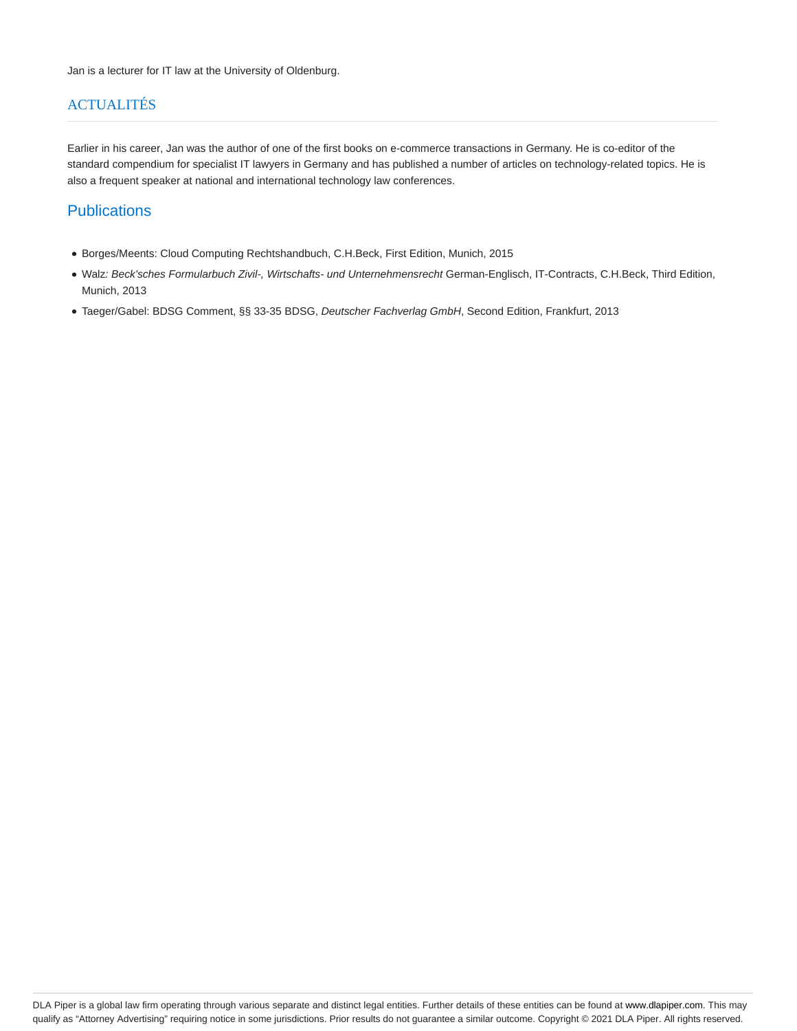Jan is a lecturer for IT law at the University of Oldenburg.

## ACTUALITÉS

Earlier in his career, Jan was the author of one of the first books on e-commerce transactions in Germany. He is co-editor of the standard compendium for specialist IT lawyers in Germany and has published a number of articles on technology-related topics. He is also a frequent speaker at national and international technology law conferences.

## Publications

- Borges/Meents: Cloud Computing Rechtshandbuch, C.H.Beck, First Edition, Munich, 2015
- Walz*: Beck'sches Formularbuch Zivil-, Wirtschafts- und Unternehmensrecht* German-Englisch, IT-Contracts, C.H.Beck, Third Edition, Munich, 2013
- Taeger/Gabel: BDSG Comment, §§ 33-35 BDSG, *Deutscher Fachverlag GmbH*, Second Edition, Frankfurt, 2013

DLA Piper is a global law firm operating through various separate and distinct legal entities. Further details of these entities can be found at www.dlapiper.com. This may qualify as "Attorney Advertising" requiring notice in some jurisdictions. Prior results do not guarantee a similar outcome. Copyright © 2021 DLA Piper. All rights reserved.